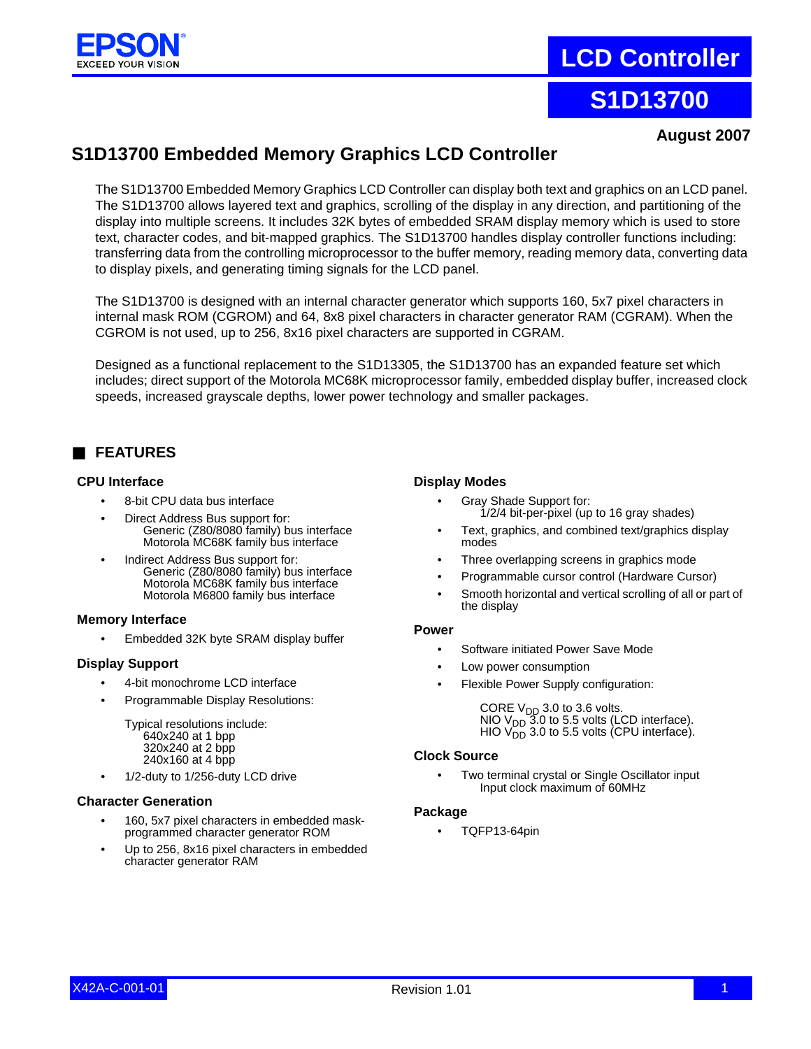EPSON
EXCEED YOUR VISION

# LCD Controller

# S1D13700

**August 2007**

## S1D13700 Embedded Memory Graphics LCD Controller

The S1D13700 Embedded Memory Graphics LCD Controller can display both text and graphics on an LCD panel. The S1D13700 allows layered text and graphics, scrolling of the display in any direction, and partitioning of the display into multiple screens. It includes 32K bytes of embedded SRAM display memory which is used to store text, character codes, and bit-mapped graphics. The S1D13700 handles display controller functions including: transferring data from the controlling microprocessor to the buffer memory, reading memory data, converting data to display pixels, and generating timing signals for the LCD panel.

The S1D13700 is designed with an internal character generator which supports 160, 5x7 pixel characters in internal mask ROM (CGROM) and 64, 8x8 pixel characters in character generator RAM (CGRAM). When the CGROM is not used, up to 256, 8x16 pixel characters are supported in CGRAM.

Designed as a functional replacement to the S1D13305, the S1D13700 has an expanded feature set which includes; direct support of the Motorola MC68K microprocessor family, embedded display buffer, increased clock speeds, increased grayscale depths, lower power technology and smaller packages.

## ■ FEATURES

### CPU Interface

- 8-bit CPU data bus interface
- Direct Address Bus support for:
  - Generic (Z80/8080 family) bus interface
  - Motorola MC68K family bus interface
- Indirect Address Bus support for:
  - Generic (Z80/8080 family) bus interface
  - Motorola MC68K family bus interface
  - Motorola M6800 family bus interface

### Memory Interface

- Embedded 32K byte SRAM display buffer

### Display Support

- 4-bit monochrome LCD interface
- Programmable Display Resolutions:

  Typical resolutions include:
  - 640x240 at 1 bpp
  - 320x240 at 2 bpp
  - 240x160 at 4 bpp
- 1/2-duty to 1/256-duty LCD drive

### Character Generation

- 160, 5x7 pixel characters in embedded mask-programmed character generator ROM
- Up to 256, 8x16 pixel characters in embedded character generator RAM

### Display Modes

- Gray Shade Support for:
  1/2/4 bit-per-pixel (up to 16 gray shades)
- Text, graphics, and combined text/graphics display modes
- Three overlapping screens in graphics mode
- Programmable cursor control (Hardware Cursor)
- Smooth horizontal and vertical scrolling of all or part of the display

### Power

- Software initiated Power Save Mode
- Low power consumption
- Flexible Power Supply configuration:

  CORE $V_{DD}$ 3.0 to 3.6 volts.
  NIO $V_{DD}$ 3.0 to 5.5 volts (LCD interface).
  HIO $V_{DD}$ 3.0 to 5.5 volts (CPU interface).

### Clock Source

- Two terminal crystal or Single Oscillator input
  Input clock maximum of 60MHz

### Package

- TQFP13-64pin

X42A-C-001-01 Revision 1.01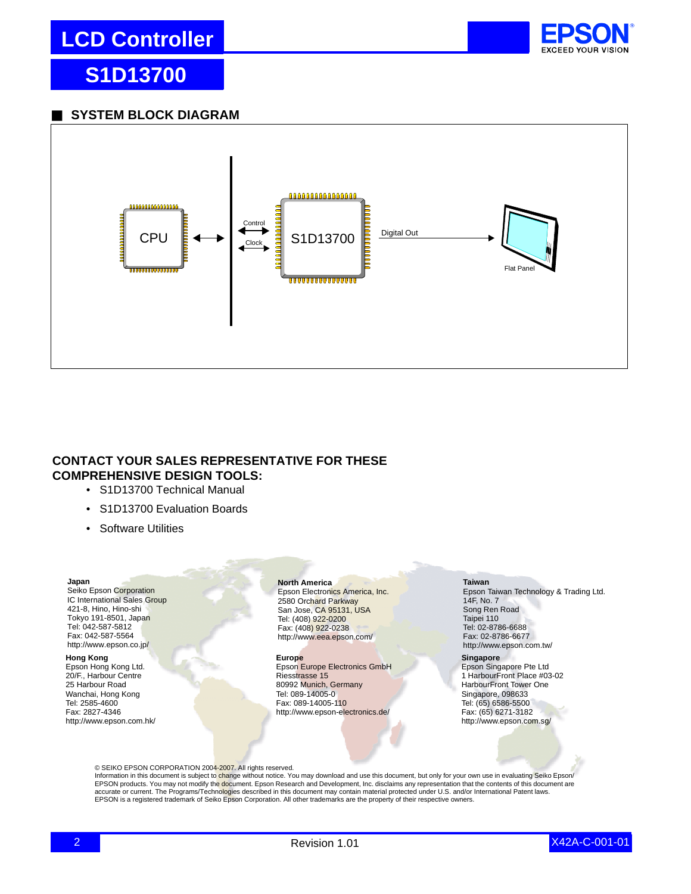# LCD Controller

# S1D13700

## SYSTEM BLOCK DIAGRAM

CPU

Control

Clock

S1D13700

Digital Out

Flat Panel

## CONTACT YOUR SALES REPRESENTATIVE FOR THESE COMPREHENSIVE DESIGN TOOLS:

- S1D13700 Technical Manual
- S1D13700 Evaluation Boards
- Software Utilities

**Japan**
Seiko Epson Corporation
IC International Sales Group
421-8, Hino, Hino-shi
Tokyo 191-8501, Japan
Tel: 042-587-5812
Fax: 042-587-5564
http://www.epson.co.jp/

**Hong Kong**
Epson Hong Kong Ltd.
20/F., Harbour Centre
25 Harbour Road
Wanchai, Hong Kong
Tel: 2585-4600
Fax: 2827-4346
http://www.epson.com.hk/

**North America**
Epson Electronics America, Inc.
2580 Orchard Parkway
San Jose, CA 95131, USA
Tel: (408) 922-0200
Fax: (408) 922-0238
http://www.eea.epson.com/

**Europe**
Epson Europe Electronics GmbH
Riesstrasse 15
80992 Munich, Germany
Tel: 089-14005-0
Fax: 089-14005-110
http://www.epson-electronics.de/

**Taiwan**
Epson Taiwan Technology & Trading Ltd.
14F, No. 7
Song Ren Road
Taipei 110
Tel: 02-8786-6688
Fax: 02-8786-6677
http://www.epson.com.tw/

**Singapore**
Epson Singapore Pte Ltd
1 HarbourFront Place #03-02
HarbourFront Tower One
Singapore, 098633
Tel: (65) 6586-5500
Fax: (65) 6271-3182
http://www.epson.com.sg/

© SEIKO EPSON CORPORATION 2004-2007. All rights reserved.
Information in this document is subject to change without notice. You may download and use this document, but only for your own use in evaluating Seiko Epson/EPSON products. You may not modify the document. Epson Research and Development, Inc. disclaims any representation that the contents of this document are accurate or current. The Programs/Technologies described in this document may contain material protected under U.S. and/or International Patent laws.
EPSON is a registered trademark of Seiko Epson Corporation. All other trademarks are the property of their respective owners.

Revision 1.01

X42A-C-001-01